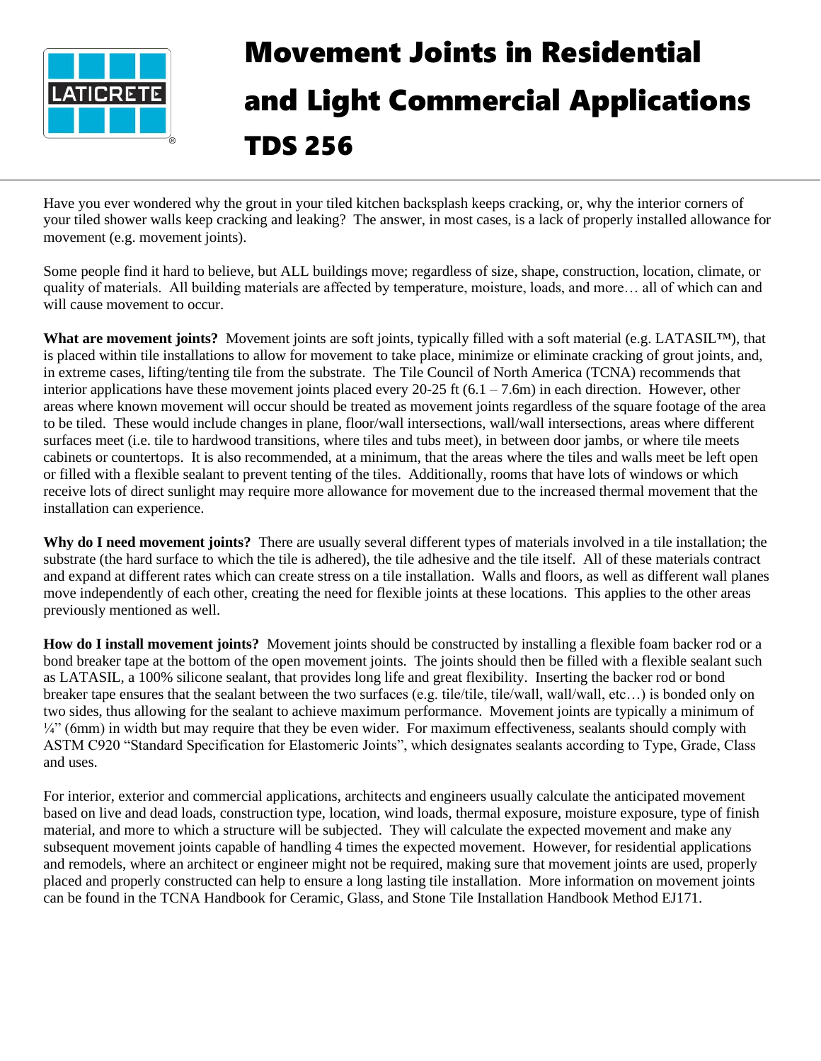# Movement Joints in Residential and Light Commercial Applications TDS 256

Have you ever wondered why the grout in your tiled kitchen backsplash keeps cracking, or, why the interior corners of your tiled shower walls keep cracking and leaking? The answer, in most cases, is a lack of properly installed allowance for movement (e.g. movement joints).

Some people find it hard to believe, but ALL buildings move; regardless of size, shape, construction, location, climate, or quality of materials. All building materials are affected by temperature, moisture, loads, and more… all of which can and will cause movement to occur.

**What are movement joints?** Movement joints are soft joints, typically filled with a soft material (e.g. LATASIL™), that is placed within tile installations to allow for movement to take place, minimize or eliminate cracking of grout joints, and, in extreme cases, lifting/tenting tile from the substrate. The Tile Council of North America (TCNA) recommends that interior applications have these movement joints placed every 20-25 ft (6.1 – 7.6m) in each direction. However, other areas where known movement will occur should be treated as movement joints regardless of the square footage of the area to be tiled. These would include changes in plane, floor/wall intersections, wall/wall intersections, areas where different surfaces meet (i.e. tile to hardwood transitions, where tiles and tubs meet), in between door jambs, or where tile meets cabinets or countertops. It is also recommended, at a minimum, that the areas where the tiles and walls meet be left open or filled with a flexible sealant to prevent tenting of the tiles. Additionally, rooms that have lots of windows or which receive lots of direct sunlight may require more allowance for movement due to the increased thermal movement that the installation can experience.

**Why do I need movement joints?** There are usually several different types of materials involved in a tile installation; the substrate (the hard surface to which the tile is adhered), the tile adhesive and the tile itself. All of these materials contract and expand at different rates which can create stress on a tile installation. Walls and floors, as well as different wall planes move independently of each other, creating the need for flexible joints at these locations. This applies to the other areas previously mentioned as well.

**How do I install movement joints?** Movement joints should be constructed by installing a flexible foam backer rod or a bond breaker tape at the bottom of the open movement joints. The joints should then be filled with a flexible sealant such as LATASIL, a 100% silicone sealant, that provides long life and great flexibility. Inserting the backer rod or bond breaker tape ensures that the sealant between the two surfaces (e.g. tile/tile, tile/wall, wall/wall, etc…) is bonded only on two sides, thus allowing for the sealant to achieve maximum performance. Movement joints are typically a minimum of ¼" (6mm) in width but may require that they be even wider. For maximum effectiveness, sealants should comply with ASTM C920 "Standard Specification for Elastomeric Joints", which designates sealants according to Type, Grade, Class and uses.

For interior, exterior and commercial applications, architects and engineers usually calculate the anticipated movement based on live and dead loads, construction type, location, wind loads, thermal exposure, moisture exposure, type of finish material, and more to which a structure will be subjected. They will calculate the expected movement and make any subsequent movement joints capable of handling 4 times the expected movement. However, for residential applications and remodels, where an architect or engineer might not be required, making sure that movement joints are used, properly placed and properly constructed can help to ensure a long lasting tile installation. More information on movement joints can be found in the TCNA Handbook for Ceramic, Glass, and Stone Tile Installation Handbook Method EJ171.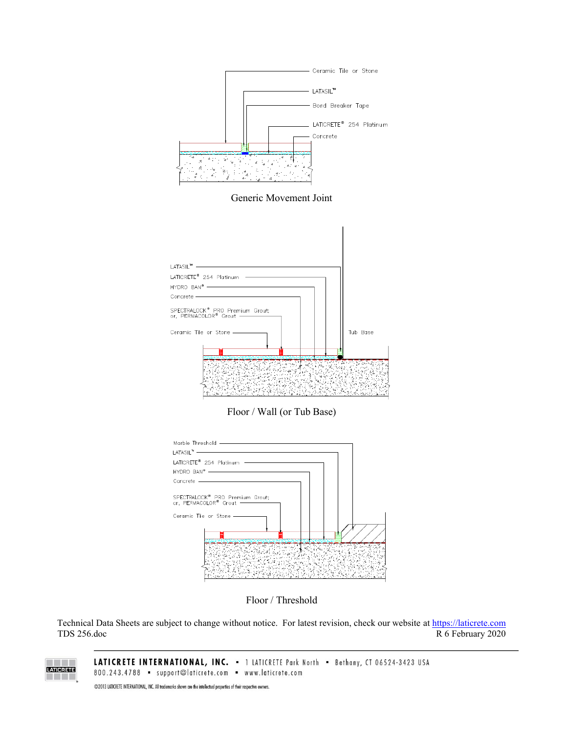Ceramic Tile or Stone

LATASIL™

Bond Breaker Tape

LATICRETE® 254 Platinum

Concrete

Generic Movement Joint

LATASIL™

LATICRETE® 254 Platinum

HYDRO BAN®

Concrete

SPECTRALOCK® PRO Premium Grout;
or, PERMACOLOR® Grout

Ceramic Tile or Stone

Tub Base

Floor / Wall (or Tub Base)

Marble Threshold

LATASIL™

LATICRETE® 254 Platinum

HYDRO BAN®

Concrete

SPECTRALOCK® PRO Premium Grout;
or, PERMACOLOR® Grout

Ceramic Tile or Stone

Floor / Threshold

Technical Data Sheets are subject to change without notice. For latest revision, check our website at https://laticrete.com

TDS 256.doc R 6 February 2020

**LATICRETE INTERNATIONAL, INC.** ▪ 1 LATICRETE Park North ▪ Bethany, CT 06524-3423 USA
800.243.4788 ▪ support@laticrete.com ▪ www.laticrete.com

©2013 LATICRETE INTERNATIONAL, INC. All trademarks shown are the intellectual properties of their respective owners.